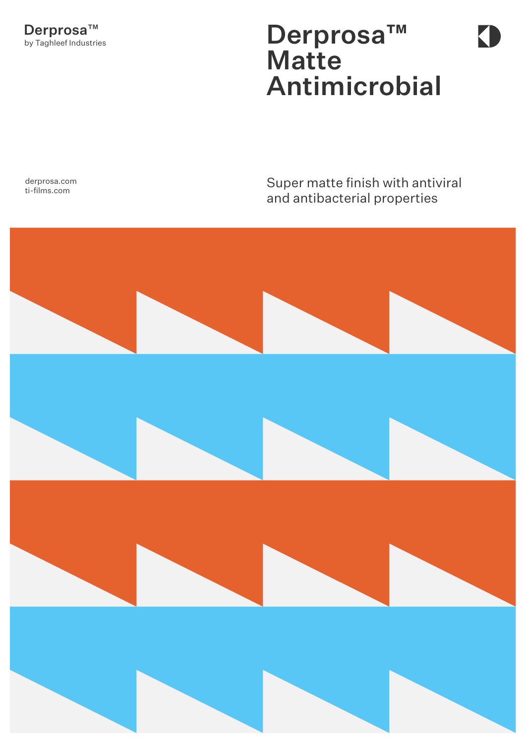Derprosa™
by Taghleef Industries

# Derprosa™ Matte Antimicrobial

derprosa.com
ti-films.com

Super matte finish with antiviral and antibacterial properties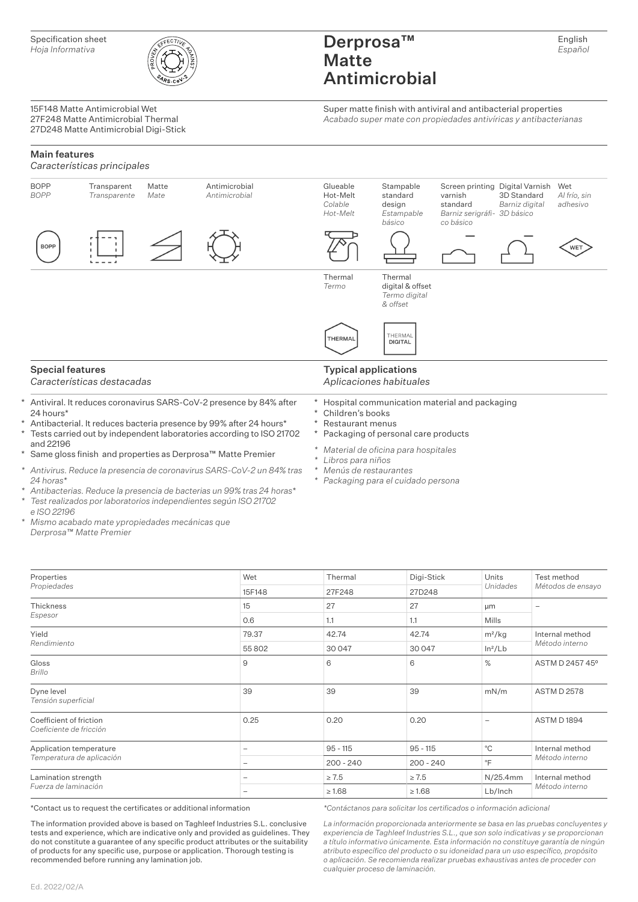Specification sheet
*Hoja Informativa*

# Derprosa™ Matte Antimicrobial

English
*Español*

15F148 Matte Antimicrobial Wet
27F248 Matte Antimicrobial Thermal
27D248 Matte Antimicrobial Digi-Stick

Super matte finish with antiviral and antibacterial properties
*Acabado super mate con propiedades antivíricas y antibacterianas*

## Main features
*Características principales*

BOPP *BOPP* | Transparent *Transparente* | Matte *Mate* | Antimicrobial *Antimicrobial*

Glueable Hot-Melt *Colable Hot-Melt* | Stampable standard design *Estampable básico* | Screen printing varnish standard *Barniz serigráfico básico* | Digital Varnish 3D Standard *Barniz digital 3D básico* | Wet *Al frío, sin adhesivo*

Thermal *Termo* | Thermal digital & offset *Termo digital & offset*

## Special features
*Características destacadas*

* Antiviral. It reduces coronavirus SARS-CoV-2 presence by 84% after 24 hours*
* Antibacterial. It reduces bacteria presence by 99% after 24 hours*
* Tests carried out by independent laboratories according to ISO 21702 and 22196
* Same gloss finish and properties as Derprosa™ Matte Premier

* *Antivirus. Reduce la presencia de coronavirus SARS-CoV-2 un 84% tras 24 horas**
* *Antibacterias. Reduce la presencia de bacterias un 99% tras 24 horas**
* *Test realizados por laboratorios independientes según ISO 21702 e ISO 22196*
* *Mismo acabado mate ypropiedades mecánicas que Derprosa™ Matte Premier*

## Typical applications
*Aplicaciones habituales*

* Hospital communication material and packaging
* Children's books
* Restaurant menus
* Packaging of personal care products

* *Material de oficina para hospitales*
* *Libros para niños*
* *Menús de restaurantes*
* *Packaging para el cuidado persona*

| Properties *Propiedades* | Wet | Thermal | Digi-Stick | Units *Unidades* | Test method *Métodos de ensayo* |
|---|---|---|---|---|---|
| | 15F148 | 27F248 | 27D248 | | |
| Thickness *Espesor* | 15 | 27 | 27 | µm | – |
| | 0.6 | 1.1 | 1.1 | Mills | |
| Yield *Rendimiento* | 79.37 | 42.74 | 42.74 | m²/kg | Internal method *Método interno* |
| | 55 802 | 30 047 | 30 047 | In²/Lb | |
| Gloss *Brillo* | 9 | 6 | 6 | % | ASTM D 2457 45º |
| Dyne level *Tensión superficial* | 39 | 39 | 39 | mN/m | ASTM D 2578 |
| Coefficient of friction *Coeficiente de fricción* | 0.25 | 0.20 | 0.20 | – | ASTM D 1894 |
| Application temperature *Temperatura de aplicación* | – | 95 - 115 | 95 - 115 | °C | Internal method *Método interno* |
| | – | 200 - 240 | 200 - 240 | °F | |
| Lamination strength *Fuerza de laminación* | – | ≥ 7.5 | ≥ 7.5 | N/25.4mm | Internal method *Método interno* |
| | – | ≥ 1.68 | ≥ 1.68 | Lb/Inch | |

*Contact us to request the certificates or additional information

*\*Contáctanos para solicitar los certificados o información adicional*

The information provided above is based on Taghleef Industries S.L. conclusive tests and experience, which are indicative only and provided as guidelines. They do not constitute a guarantee of any specific product attributes or the suitability of products for any specific use, purpose or application. Thorough testing is recommended before running any lamination job.

*La información proporcionada anteriormente se basa en las pruebas concluyentes y experiencia de Taghleef Industries S.L., que son solo indicativas y se proporcionan a título informativo únicamente. Esta información no constituye garantía de ningún atributo específico del producto o su idoneidad para un uso específico, propósito o aplicación. Se recomienda realizar pruebas exhaustivas antes de proceder con cualquier proceso de laminación.*

Ed. 2022/02/A